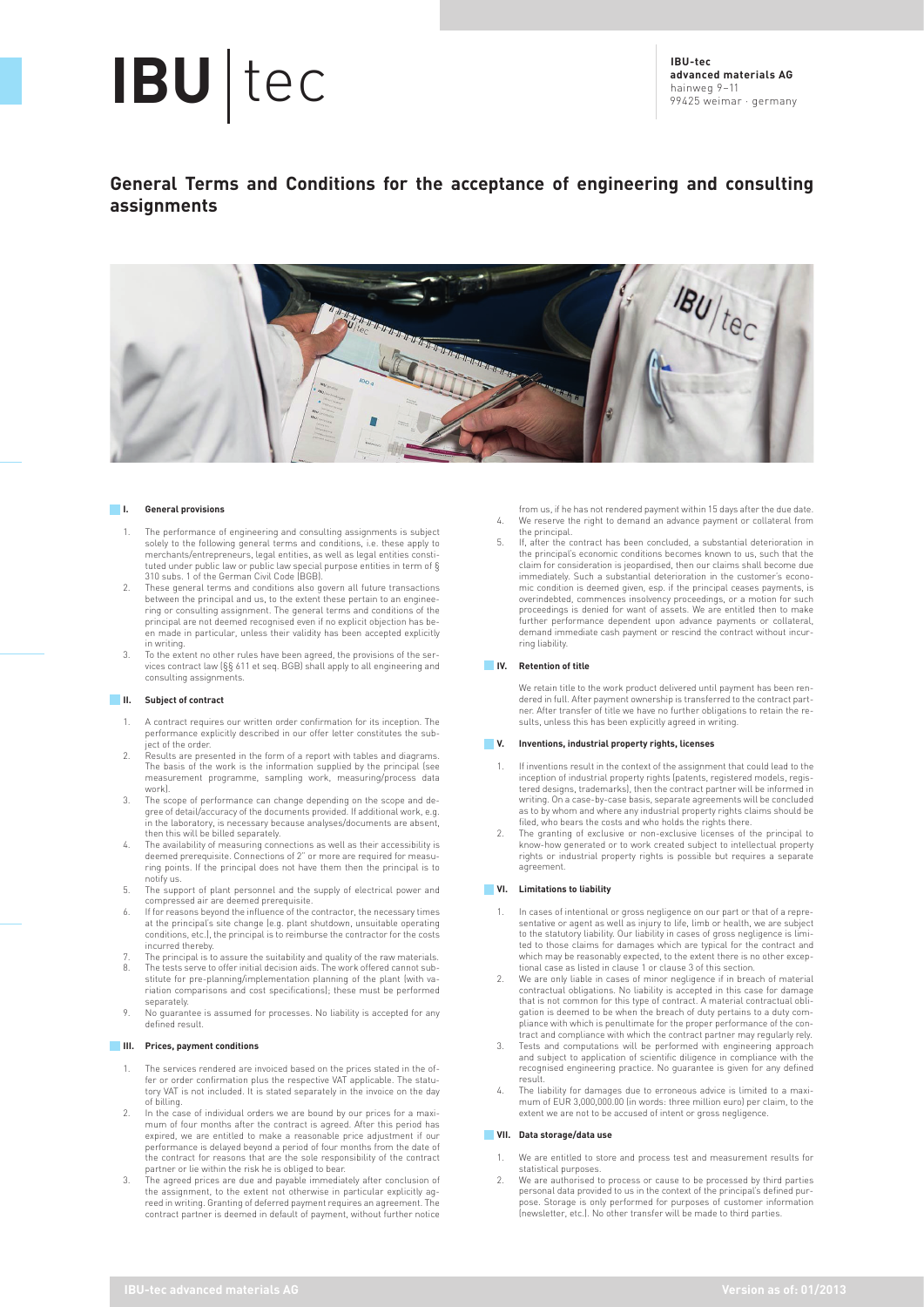# IBU tec

**IBU-tec**
**advanced materials AG**
hainweg 9–11
99425 weimar · germany

## General Terms and Conditions for the acceptance of engineering and consulting assignments

### I. General provisions

1. The performance of engineering and consulting assignments is subject solely to the following general terms and conditions, i.e. these apply to merchants/entrepreneurs, legal entities, as well as legal entities constituted under public law or public law special purpose entities in term of § 310 subs. 1 of the German Civil Code (BGB).
2. These general terms and conditions also govern all future transactions between the principal and us, to the extent these pertain to an engineering or consulting assignment. The general terms and conditions of the principal are not deemed recognised even if no explicit objection has been made in particular, unless their validity has been accepted explicitly in writing.
3. To the extent no other rules have been agreed, the provisions of the services contract law (§§ 611 et seq. BGB) shall apply to all engineering and consulting assignments.

### II. Subject of contract

1. A contract requires our written order confirmation for its inception. The performance explicitly described in our offer letter constitutes the subject of the order.
2. Results are presented in the form of a report with tables and diagrams. The basis of the work is the information supplied by the principal (see measurement programme, sampling work, measuring/process data work).
3. The scope of performance can change depending on the scope and degree of detail/accuracy of the documents provided. If additional work, e.g. in the laboratory, is necessary because analyses/documents are absent, then this will be billed separately.
4. The availability of measuring connections as well as their accessibility is deemed prerequisite. Connections of 2" or more are required for measuring points. If the principal does not have them then the principal is to notify us.
5. The support of plant personnel and the supply of electrical power and compressed air are deemed prerequisite.
6. If for reasons beyond the influence of the contractor, the necessary times at the principal's site change (e.g. plant shutdown, unsuitable operating conditions, etc.), the principal is to reimburse the contractor for the costs incurred thereby.
7. The principal is to assure the suitability and quality of the raw materials.
8. The tests serve to offer initial decision aids. The work offered cannot substitute for pre-planning/implementation planning of the plant (with variation comparisons and cost specifications); these must be performed separately.
9. No guarantee is assumed for processes. No liability is accepted for any defined result.

### III. Prices, payment conditions

1. The services rendered are invoiced based on the prices stated in the offer or order confirmation plus the respective VAT applicable. The statutory VAT is not included. It is stated separately in the invoice on the day of billing.
2. In the case of individual orders we are bound by our prices for a maximum of four months after the contract is agreed. After this period has expired, we are entitled to make a reasonable price adjustment if our performance is delayed beyond a period of four months from the date of the contract for reasons that are the sole responsibility of the contract partner or lie within the risk he is obliged to bear.
3. The agreed prices are due and payable immediately after conclusion of the assignment, to the extent not otherwise in particular explicitly agreed in writing. Granting of deferred payment requires an agreement. The contract partner is deemed in default of payment, without further notice from us, if he has not rendered payment within 15 days after the due date.
4. We reserve the right to demand an advance payment or collateral from the principal.
5. If, after the contract has been concluded, a substantial deterioration in the principal's economic conditions becomes known to us, such that the claim for consideration is jeopardised, then our claims shall become due immediately. Such a substantial deterioration in the customer's economic condition is deemed given, esp. if the principal ceases payments, is overindebted, commences insolvency proceedings, or a motion for such proceedings is denied for want of assets. We are entitled then to make further performance dependent upon advance payments or collateral, demand immediate cash payment or rescind the contract without incurring liability.

### IV. Retention of title

We retain title to the work product delivered until payment has been rendered in full. After payment ownership is transferred to the contract partner. After transfer of title we have no further obligations to retain the results, unless this has been explicitly agreed in writing.

### V. Inventions, industrial property rights, licenses

1. If inventions result in the context of the assignment that could lead to the inception of industrial property rights (patents, registered models, registered designs, trademarks), then the contract partner will be informed in writing. On a case-by-case basis, separate agreements will be concluded as to by whom and where any industrial property rights claims should be filed, who bears the costs and who holds the rights there.
2. The granting of exclusive or non-exclusive licenses of the principal to know-how generated or to work created subject to intellectual property rights or industrial property rights is possible but requires a separate agreement.

### VI. Limitations to liability

1. In cases of intentional or gross negligence on our part or that of a representative or agent as well as injury to life, limb or health, we are subject to the statutory liability. Our liability in cases of gross negligence is limited to those claims for damages which are typical for the contract and which may be reasonably expected, to the extent there is no other exceptional case as listed in clause 1 or clause 3 of this section.
2. We are only liable in cases of minor negligence if in breach of material contractual obligations. No liability is accepted in this case for damage that is not common for this type of contract. A material contractual obligation is deemed to be when the breach of duty pertains to a duty compliance with which is penultimate for the proper performance of the contract and compliance with which the contract partner may regularly rely.
3. Tests and computations will be performed with engineering approach and subject to application of scientific diligence in compliance with the recognised engineering practice. No guarantee is given for any defined result.
4. The liability for damages due to erroneous advice is limited to a maximum of EUR 3,000,000.00 (in words: three million euro) per claim, to the extent we are not to be accused of intent or gross negligence.

### VII. Data storage/data use

1. We are entitled to store and process test and measurement results for statistical purposes.
2. We are authorised to process or cause to be processed by third parties personal data provided to us in the context of the principal's defined purpose. Storage is only performed for purposes of customer information (newsletter, etc.). No other transfer will be made to third parties.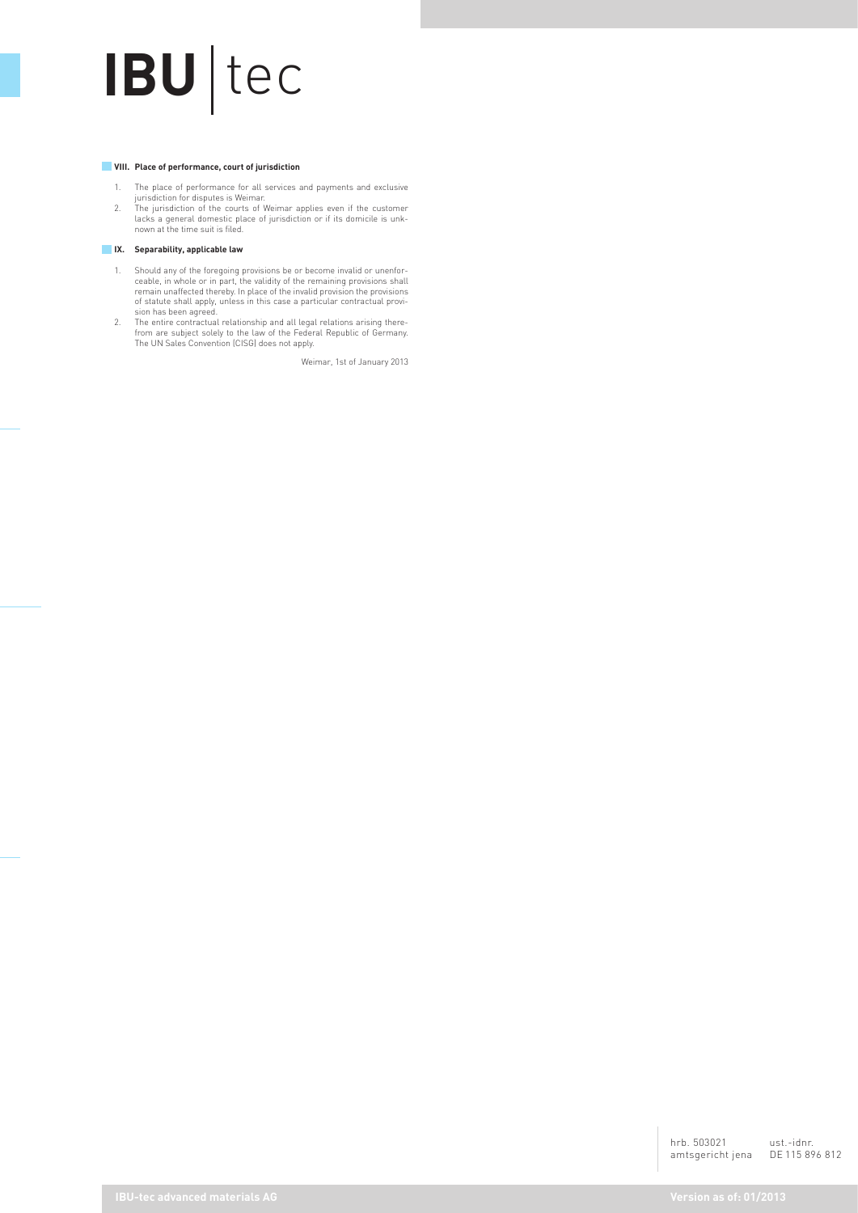## VIII. Place of performance, court of jurisdiction

1. The place of performance for all services and payments and exclusive jurisdiction for disputes is Weimar.
2. The jurisdiction of the courts of Weimar applies even if the customer lacks a general domestic place of jurisdiction or if its domicile is unknown at the time suit is filed.

## IX. Separability, applicable law

1. Should any of the foregoing provisions be or become invalid or unenforceable, in whole or in part, the validity of the remaining provisions shall remain unaffected thereby. In place of the invalid provision the provisions of statute shall apply, unless in this case a particular contractual provision has been agreed.
2. The entire contractual relationship and all legal relations arising therefrom are subject solely to the law of the Federal Republic of Germany. The UN Sales Convention (CISG) does not apply.

Weimar, 1st of January 2013

hrb. 503021
amtsgericht jena

ust.-idnr.
DE 115 896 812